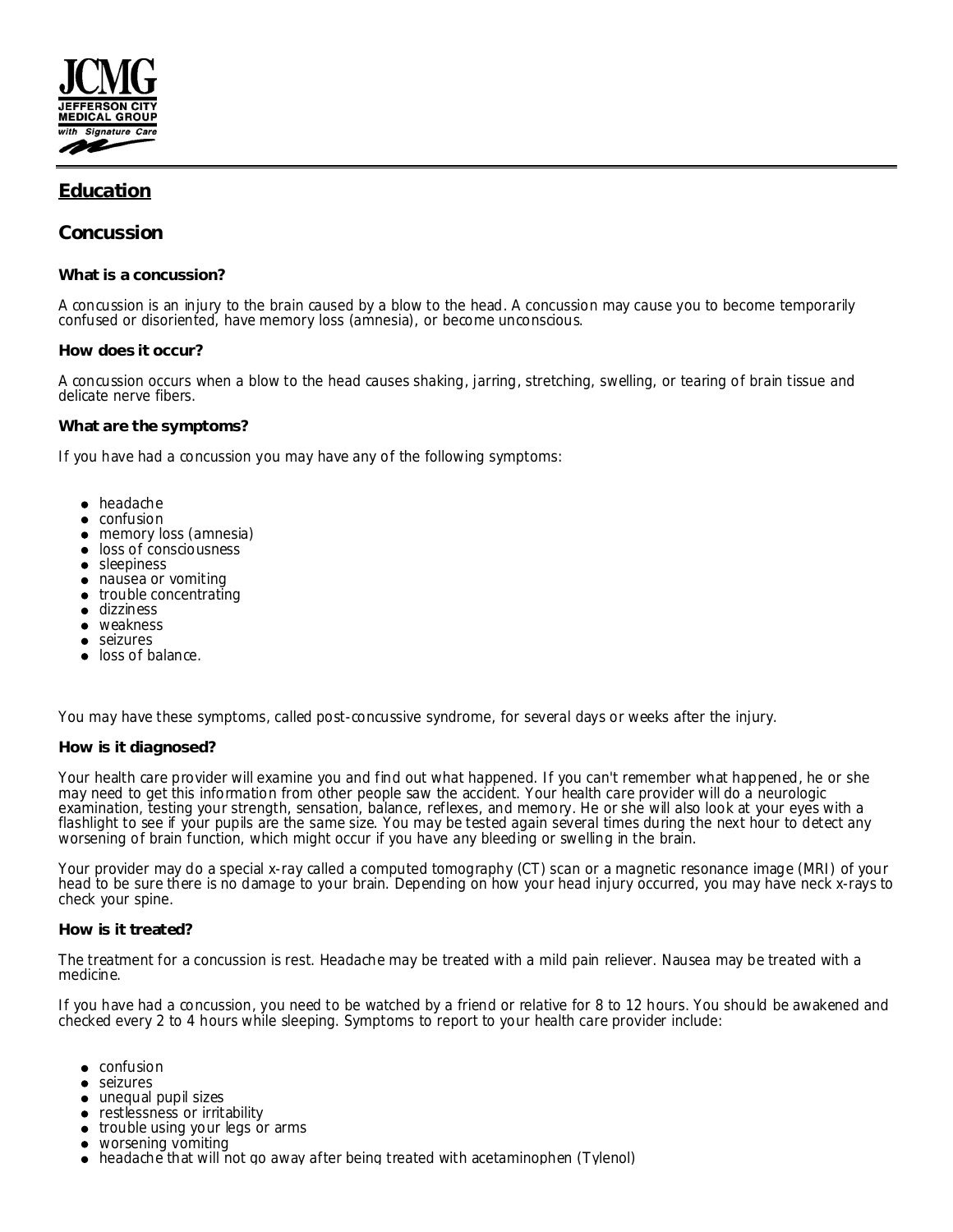# Education

## Concussion

### What is a concussion?

A concussion is an injury to the brain caused by a blow to the head. A concussion may cause you to become temporarily confused or disoriented, have memory loss (amnesia), or become unconscious.

### How does it occur?

A concussion occurs when a blow to the head causes shaking, jarring, stretching, swelling, or tearing of brain tissue and delicate nerve fibers.

### What are the symptoms?

If you have had a concussion you may have any of the following symptoms:

- headache
- confusion
- memory loss (amnesia)
- loss of consciousness
- sleepiness
- nausea or vomiting
- trouble concentrating
- dizziness
- weakness
- seizures
- loss of balance.

You may have these symptoms, called post-concussive syndrome, for several days or weeks after the injury.

### How is it diagnosed?

Your health care provider will examine you and find out what happened. If you can't remember what happened, he or she may need to get this information from other people saw the accident. Your health care provider will do a neurologic examination, testing your strength, sensation, balance, reflexes, and memory. He or she will also look at your eyes with a flashlight to see if your pupils are the same size. You may be tested again several times during the next hour to detect any worsening of brain function, which might occur if you have any bleeding or swelling in the brain.

Your provider may do a special x-ray called a computed tomography (CT) scan or a magnetic resonance image (MRI) of your head to be sure there is no damage to your brain. Depending on how your head injury occurred, you may have neck x-rays to check your spine.

### How is it treated?

The treatment for a concussion is rest. Headache may be treated with a mild pain reliever. Nausea may be treated with a medicine.

If you have had a concussion, you need to be watched by a friend or relative for 8 to 12 hours. You should be awakened and checked every 2 to 4 hours while sleeping. Symptoms to report to your health care provider include:

- confusion
- seizures
- unequal pupil sizes
- restlessness or irritability
- trouble using your legs or arms
- worsening vomiting
- headache that will not go away after being treated with acetaminophen (Tylenol)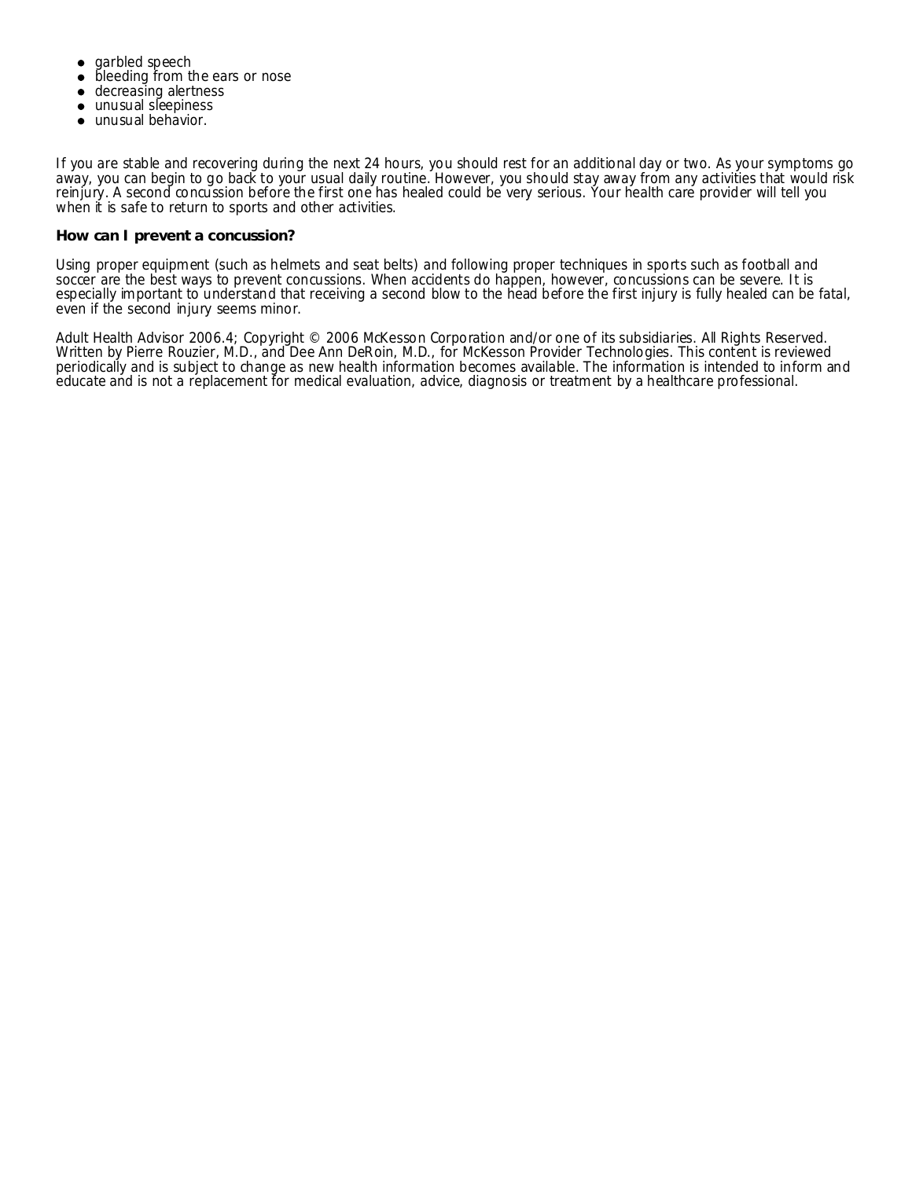- garbled speech
- bleeding from the ears or nose
- decreasing alertness
- unusual sleepiness
- unusual behavior.

If you are stable and recovering during the next 24 hours, you should rest for an additional day or two. As your symptoms go away, you can begin to go back to your usual daily routine. However, you should stay away from any activities that would risk reinjury. A second concussion before the first one has healed could be very serious. Your health care provider will tell you when it is safe to return to sports and other activities.

**How can I prevent a concussion?**

Using proper equipment (such as helmets and seat belts) and following proper techniques in sports such as football and soccer are the best ways to prevent concussions. When accidents do happen, however, concussions can be severe. It is especially important to understand that receiving a second blow to the head before the first injury is fully healed can be fatal, even if the second injury seems minor.

Adult Health Advisor 2006.4; Copyright © 2006 McKesson Corporation and/or one of its subsidiaries. All Rights Reserved. Written by Pierre Rouzier, M.D., and Dee Ann DeRoin, M.D., for McKesson Provider Technologies. This content is reviewed periodically and is subject to change as new health information becomes available. The information is intended to inform and educate and is not a replacement for medical evaluation, advice, diagnosis or treatment by a healthcare professional.